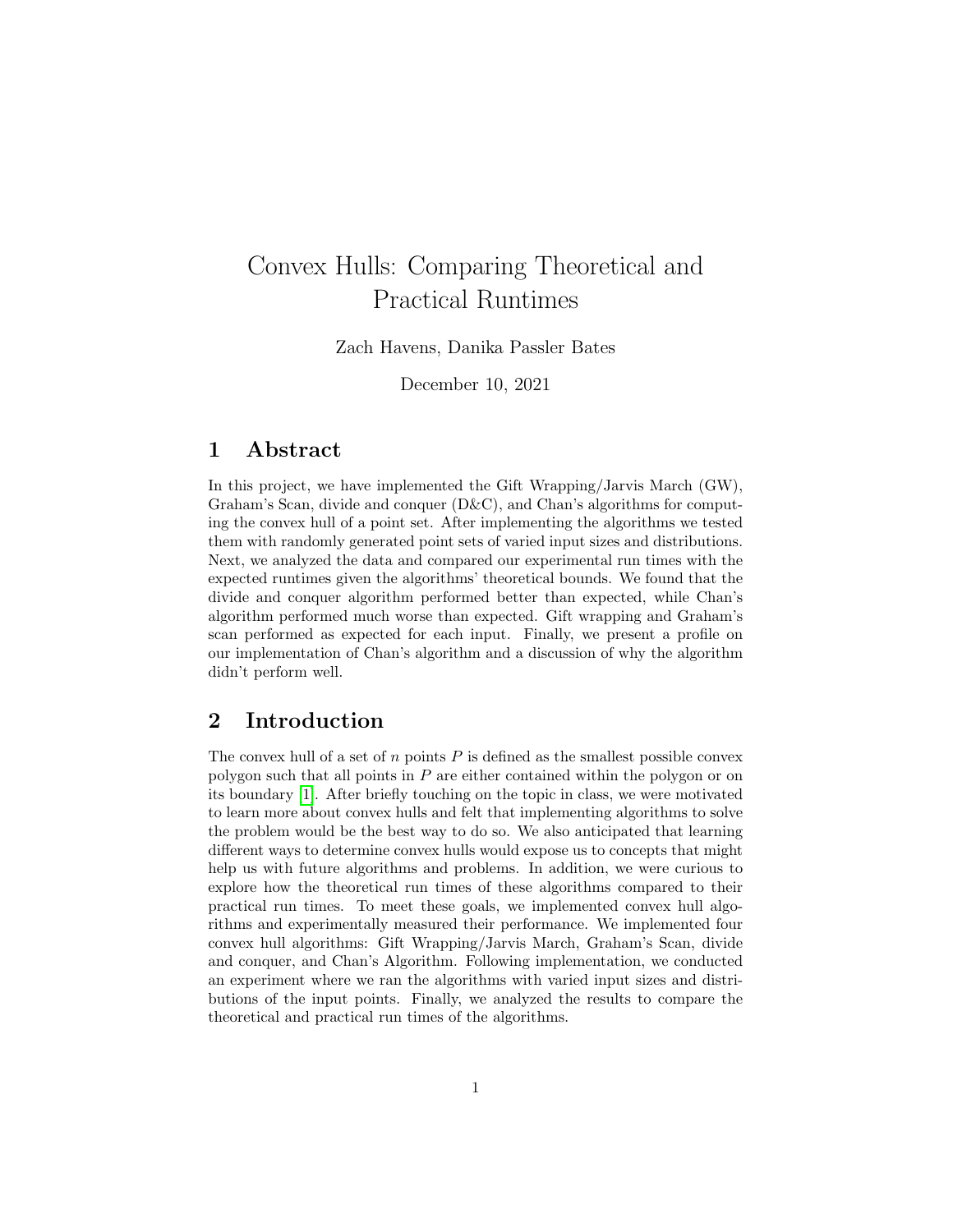# Convex Hulls: Comparing Theoretical and Practical Runtimes

Zach Havens, Danika Passler Bates

December 10, 2021

## 1 Abstract

In this project, we have implemented the Gift Wrapping/Jarvis March (GW), Graham's Scan, divide and conquer (D&C), and Chan's algorithms for computing the convex hull of a point set. After implementing the algorithms we tested them with randomly generated point sets of varied input sizes and distributions. Next, we analyzed the data and compared our experimental run times with the expected runtimes given the algorithms' theoretical bounds. We found that the divide and conquer algorithm performed better than expected, while Chan's algorithm performed much worse than expected. Gift wrapping and Graham's scan performed as expected for each input. Finally, we present a profile on our implementation of Chan's algorithm and a discussion of why the algorithm didn't perform well.

## 2 Introduction

The convex hull of a set of $n$ points $P$ is defined as the smallest possible convex polygon such that all points in $P$ are either contained within the polygon or on its boundary [1]. After briefly touching on the topic in class, we were motivated to learn more about convex hulls and felt that implementing algorithms to solve the problem would be the best way to do so. We also anticipated that learning different ways to determine convex hulls would expose us to concepts that might help us with future algorithms and problems. In addition, we were curious to explore how the theoretical run times of these algorithms compared to their practical run times. To meet these goals, we implemented convex hull algorithms and experimentally measured their performance. We implemented four convex hull algorithms: Gift Wrapping/Jarvis March, Graham's Scan, divide and conquer, and Chan's Algorithm. Following implementation, we conducted an experiment where we ran the algorithms with varied input sizes and distributions of the input points. Finally, we analyzed the results to compare the theoretical and practical run times of the algorithms.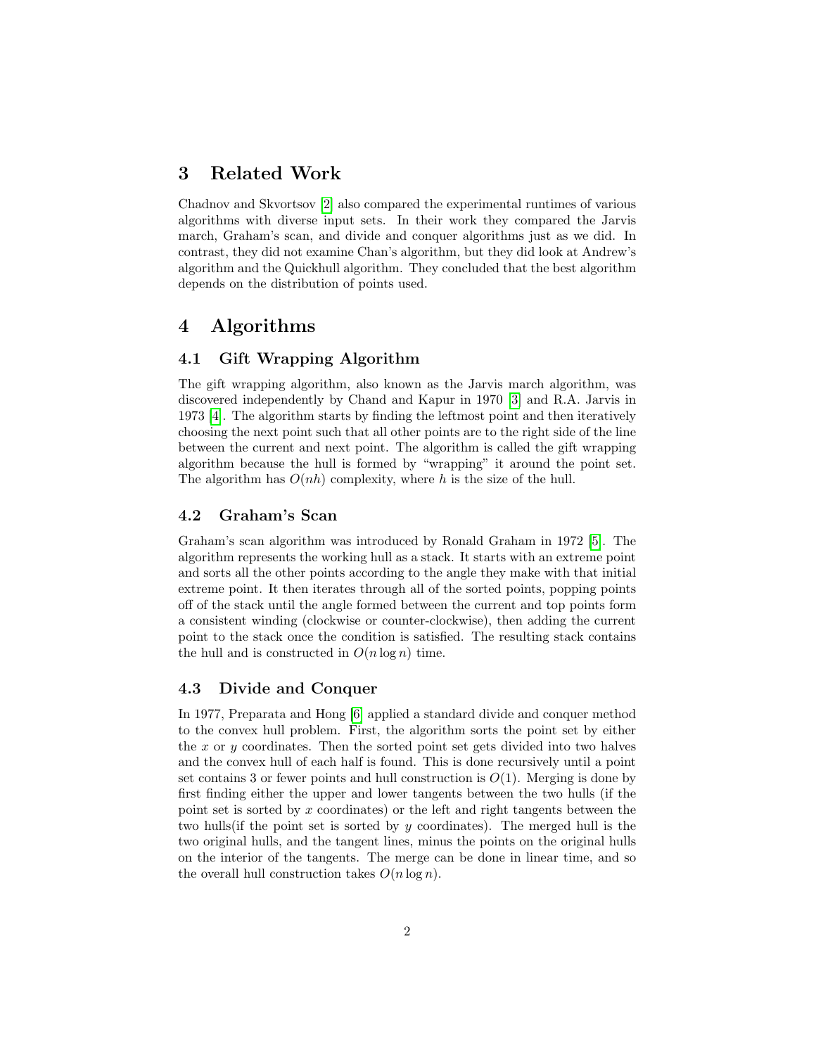## 3 Related Work

Chadnov and Skvortsov [2] also compared the experimental runtimes of various algorithms with diverse input sets. In their work they compared the Jarvis march, Graham's scan, and divide and conquer algorithms just as we did. In contrast, they did not examine Chan's algorithm, but they did look at Andrew's algorithm and the Quickhull algorithm. They concluded that the best algorithm depends on the distribution of points used.

## 4 Algorithms

### 4.1 Gift Wrapping Algorithm

The gift wrapping algorithm, also known as the Jarvis march algorithm, was discovered independently by Chand and Kapur in 1970 [3] and R.A. Jarvis in 1973 [4]. The algorithm starts by finding the leftmost point and then iteratively choosing the next point such that all other points are to the right side of the line between the current and next point. The algorithm is called the gift wrapping algorithm because the hull is formed by "wrapping" it around the point set. The algorithm has $O(nh)$ complexity, where $h$ is the size of the hull.

### 4.2 Graham's Scan

Graham's scan algorithm was introduced by Ronald Graham in 1972 [5]. The algorithm represents the working hull as a stack. It starts with an extreme point and sorts all the other points according to the angle they make with that initial extreme point. It then iterates through all of the sorted points, popping points off of the stack until the angle formed between the current and top points form a consistent winding (clockwise or counter-clockwise), then adding the current point to the stack once the condition is satisfied. The resulting stack contains the hull and is constructed in $O(n \log n)$ time.

### 4.3 Divide and Conquer

In 1977, Preparata and Hong [6] applied a standard divide and conquer method to the convex hull problem. First, the algorithm sorts the point set by either the $x$ or $y$ coordinates. Then the sorted point set gets divided into two halves and the convex hull of each half is found. This is done recursively until a point set contains 3 or fewer points and hull construction is $O(1)$. Merging is done by first finding either the upper and lower tangents between the two hulls (if the point set is sorted by $x$ coordinates) or the left and right tangents between the two hulls(if the point set is sorted by $y$ coordinates). The merged hull is the two original hulls, and the tangent lines, minus the points on the original hulls on the interior of the tangents. The merge can be done in linear time, and so the overall hull construction takes $O(n \log n)$.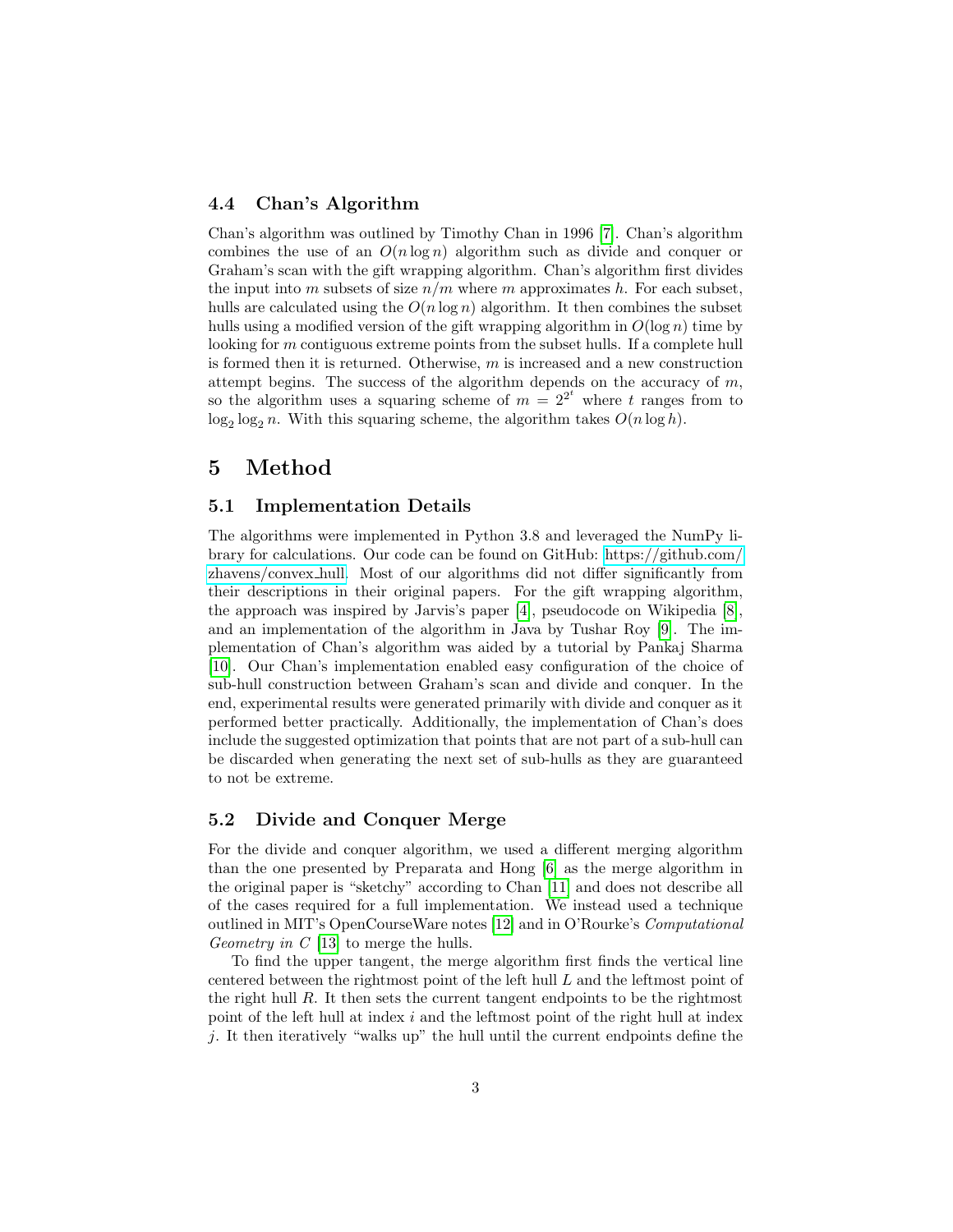### 4.4 Chan's Algorithm

Chan's algorithm was outlined by Timothy Chan in 1996 [7]. Chan's algorithm combines the use of an $O(n \log n)$ algorithm such as divide and conquer or Graham's scan with the gift wrapping algorithm. Chan's algorithm first divides the input into $m$ subsets of size $n/m$ where $m$ approximates $h$. For each subset, hulls are calculated using the $O(n \log n)$ algorithm. It then combines the subset hulls using a modified version of the gift wrapping algorithm in $O(\log n)$ time by looking for $m$ contiguous extreme points from the subset hulls. If a complete hull is formed then it is returned. Otherwise, $m$ is increased and a new construction attempt begins. The success of the algorithm depends on the accuracy of $m$, so the algorithm uses a squaring scheme of $m = 2^{2^t}$ where $t$ ranges from to $\log_2 \log_2 n$. With this squaring scheme, the algorithm takes $O(n \log h)$.

## 5 Method

### 5.1 Implementation Details

The algorithms were implemented in Python 3.8 and leveraged the NumPy library for calculations. Our code can be found on GitHub: https://github.com/zhavens/convex_hull. Most of our algorithms did not differ significantly from their descriptions in their original papers. For the gift wrapping algorithm, the approach was inspired by Jarvis's paper [4], pseudocode on Wikipedia [8], and an implementation of the algorithm in Java by Tushar Roy [9]. The implementation of Chan's algorithm was aided by a tutorial by Pankaj Sharma [10]. Our Chan's implementation enabled easy configuration of the choice of sub-hull construction between Graham's scan and divide and conquer. In the end, experimental results were generated primarily with divide and conquer as it performed better practically. Additionally, the implementation of Chan's does include the suggested optimization that points that are not part of a sub-hull can be discarded when generating the next set of sub-hulls as they are guaranteed to not be extreme.

### 5.2 Divide and Conquer Merge

For the divide and conquer algorithm, we used a different merging algorithm than the one presented by Preparata and Hong [6] as the merge algorithm in the original paper is "sketchy" according to Chan [11] and does not describe all of the cases required for a full implementation. We instead used a technique outlined in MIT's OpenCourseWare notes [12] and in O'Rourke's *Computational Geometry in C* [13] to merge the hulls.

To find the upper tangent, the merge algorithm first finds the vertical line centered between the rightmost point of the left hull $L$ and the leftmost point of the right hull $R$. It then sets the current tangent endpoints to be the rightmost point of the left hull at index $i$ and the leftmost point of the right hull at index $j$. It then iteratively "walks up" the hull until the current endpoints define the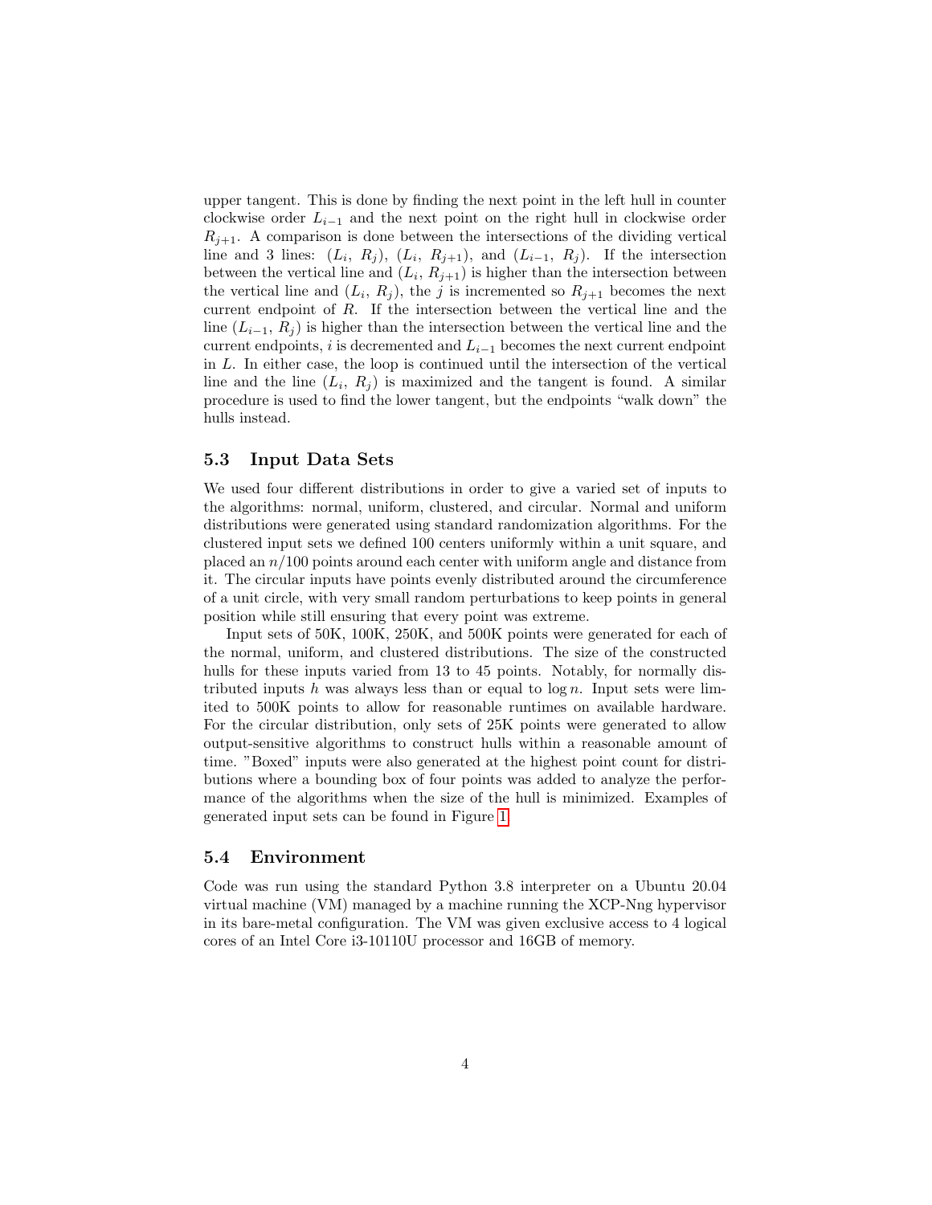upper tangent. This is done by finding the next point in the left hull in counter clockwise order $L_{i-1}$ and the next point on the right hull in clockwise order $R_{j+1}$. A comparison is done between the intersections of the dividing vertical line and 3 lines: ($L_i$, $R_j$), ($L_i$, $R_{j+1}$), and ($L_{i-1}$, $R_j$). If the intersection between the vertical line and ($L_i$, $R_{j+1}$) is higher than the intersection between the vertical line and ($L_i$, $R_j$), the $j$ is incremented so $R_{j+1}$ becomes the next current endpoint of $R$. If the intersection between the vertical line and the line ($L_{i-1}$, $R_j$) is higher than the intersection between the vertical line and the current endpoints, $i$ is decremented and $L_{i-1}$ becomes the next current endpoint in $L$. In either case, the loop is continued until the intersection of the vertical line and the line ($L_i$, $R_j$) is maximized and the tangent is found. A similar procedure is used to find the lower tangent, but the endpoints "walk down" the hulls instead.

### 5.3 Input Data Sets

We used four different distributions in order to give a varied set of inputs to the algorithms: normal, uniform, clustered, and circular. Normal and uniform distributions were generated using standard randomization algorithms. For the clustered input sets we defined 100 centers uniformly within a unit square, and placed an $n/100$ points around each center with uniform angle and distance from it. The circular inputs have points evenly distributed around the circumference of a unit circle, with very small random perturbations to keep points in general position while still ensuring that every point was extreme.

Input sets of 50K, 100K, 250K, and 500K points were generated for each of the normal, uniform, and clustered distributions. The size of the constructed hulls for these inputs varied from 13 to 45 points. Notably, for normally distributed inputs $h$ was always less than or equal to $\log n$. Input sets were limited to 500K points to allow for reasonable runtimes on available hardware. For the circular distribution, only sets of 25K points were generated to allow output-sensitive algorithms to construct hulls within a reasonable amount of time. "Boxed" inputs were also generated at the highest point count for distributions where a bounding box of four points was added to analyze the performance of the algorithms when the size of the hull is minimized. Examples of generated input sets can be found in Figure 1.

### 5.4 Environment

Code was run using the standard Python 3.8 interpreter on a Ubuntu 20.04 virtual machine (VM) managed by a machine running the XCP-Nng hypervisor in its bare-metal configuration. The VM was given exclusive access to 4 logical cores of an Intel Core i3-10110U processor and 16GB of memory.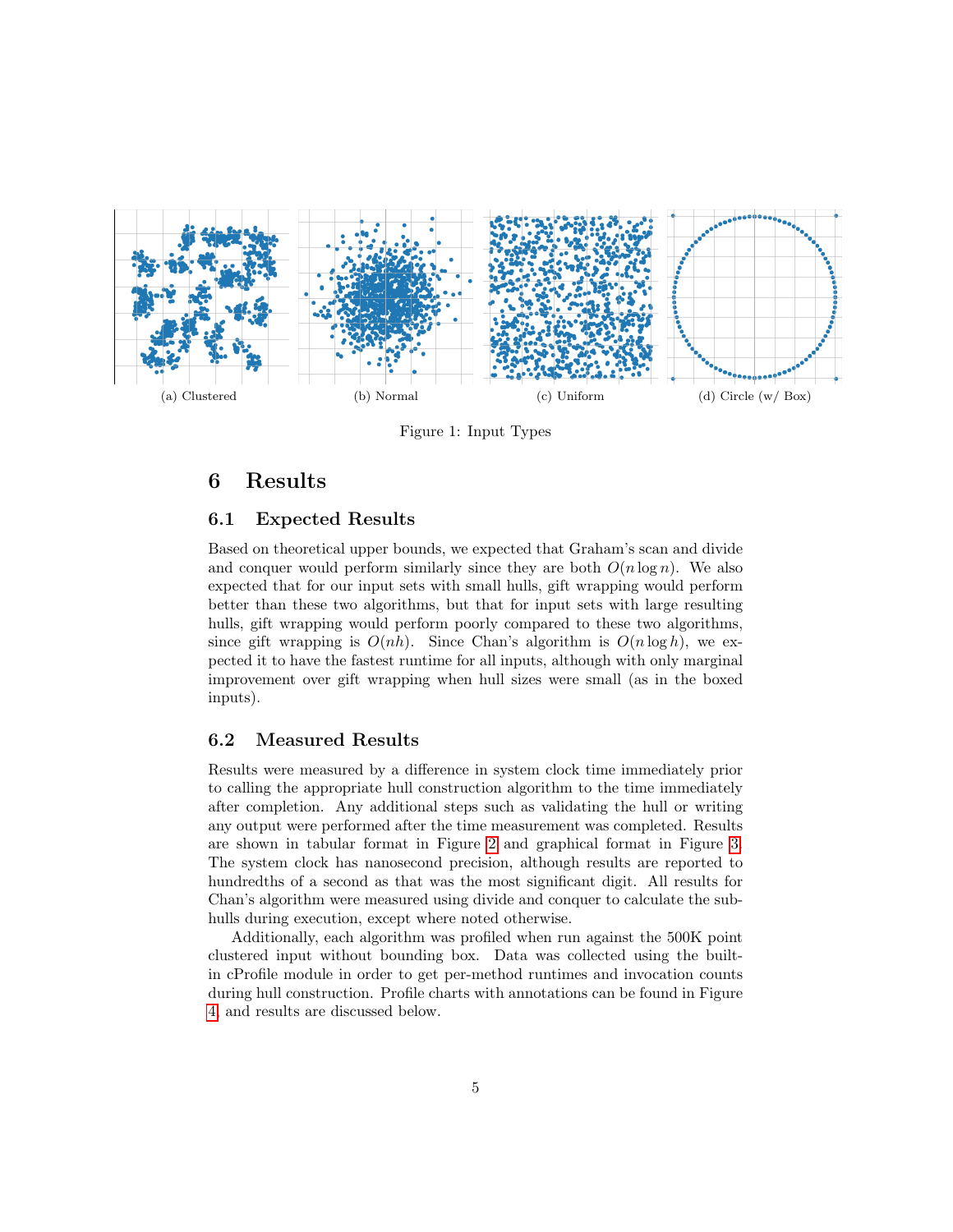(a) Clustered

(b) Normal

(c) Uniform

(d) Circle (w/ Box)

Figure 1: Input Types

# 6 Results

## 6.1 Expected Results

Based on theoretical upper bounds, we expected that Graham's scan and divide and conquer would perform similarly since they are both $O(n \log n)$. We also expected that for our input sets with small hulls, gift wrapping would perform better than these two algorithms, but that for input sets with large resulting hulls, gift wrapping would perform poorly compared to these two algorithms, since gift wrapping is $O(nh)$. Since Chan's algorithm is $O(n \log h)$, we expected it to have the fastest runtime for all inputs, although with only marginal improvement over gift wrapping when hull sizes were small (as in the boxed inputs).

## 6.2 Measured Results

Results were measured by a difference in system clock time immediately prior to calling the appropriate hull construction algorithm to the time immediately after completion. Any additional steps such as validating the hull or writing any output were performed after the time measurement was completed. Results are shown in tabular format in Figure 2 and graphical format in Figure 3. The system clock has nanosecond precision, although results are reported to hundredths of a second as that was the most significant digit. All results for Chan's algorithm were measured using divide and conquer to calculate the sub-hulls during execution, except where noted otherwise.

Additionally, each algorithm was profiled when run against the 500K point clustered input without bounding box. Data was collected using the built-in cProfile module in order to get per-method runtimes and invocation counts during hull construction. Profile charts with annotations can be found in Figure 4, and results are discussed below.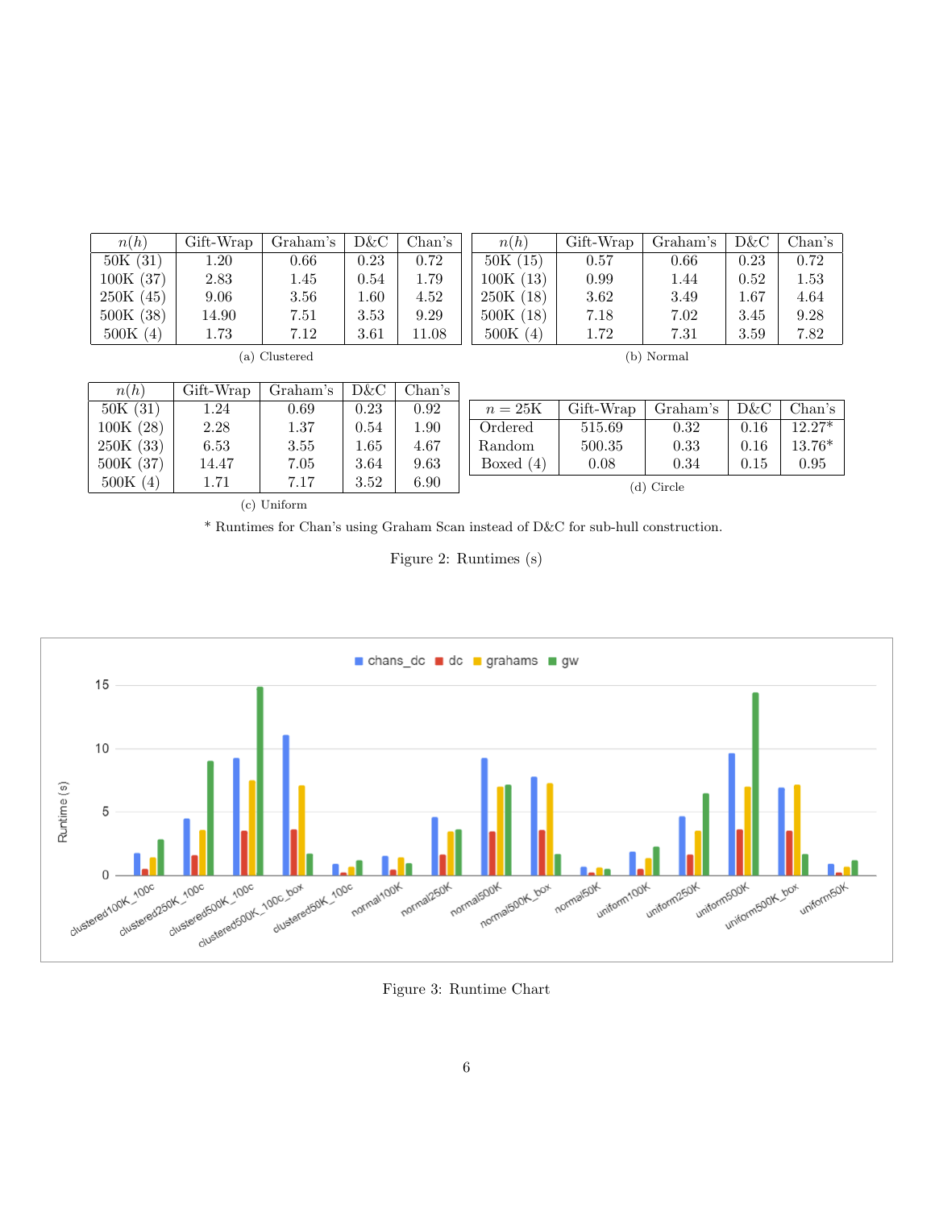| $n(h)$ | Gift-Wrap | Graham's | D&C | Chan's |
|---|---|---|---|---|
| 50K (31) | 1.20 | 0.66 | 0.23 | 0.72 |
| 100K (37) | 2.83 | 1.45 | 0.54 | 1.79 |
| 250K (45) | 9.06 | 3.56 | 1.60 | 4.52 |
| 500K (38) | 14.90 | 7.51 | 3.53 | 9.29 |
| 500K (4) | 1.73 | 7.12 | 3.61 | 11.08 |

(a) Clustered

| $n(h)$ | Gift-Wrap | Graham's | D&C | Chan's |
|---|---|---|---|---|
| 50K (15) | 0.57 | 0.66 | 0.23 | 0.72 |
| 100K (13) | 0.99 | 1.44 | 0.52 | 1.53 |
| 250K (18) | 3.62 | 3.49 | 1.67 | 4.64 |
| 500K (18) | 7.18 | 7.02 | 3.45 | 9.28 |
| 500K (4) | 1.72 | 7.31 | 3.59 | 7.82 |

(b) Normal

| $n(h)$ | Gift-Wrap | Graham's | D&C | Chan's |
|---|---|---|---|---|
| 50K (31) | 1.24 | 0.69 | 0.23 | 0.92 |
| 100K (28) | 2.28 | 1.37 | 0.54 | 1.90 |
| 250K (33) | 6.53 | 3.55 | 1.65 | 4.67 |
| 500K (37) | 14.47 | 7.05 | 3.64 | 9.63 |
| 500K (4) | 1.71 | 7.17 | 3.52 | 6.90 |

(c) Uniform

| $n = 25K$ | Gift-Wrap | Graham's | D&C | Chan's |
|---|---|---|---|---|
| Ordered | 515.69 | 0.32 | 0.16 | 12.27* |
| Random | 500.35 | 0.33 | 0.16 | 13.76* |
| Boxed (4) | 0.08 | 0.34 | 0.15 | 0.95 |

(d) Circle

* Runtimes for Chan's using Graham Scan instead of D&C for sub-hull construction.

Figure 2: Runtimes (s)

Figure 3: Runtime Chart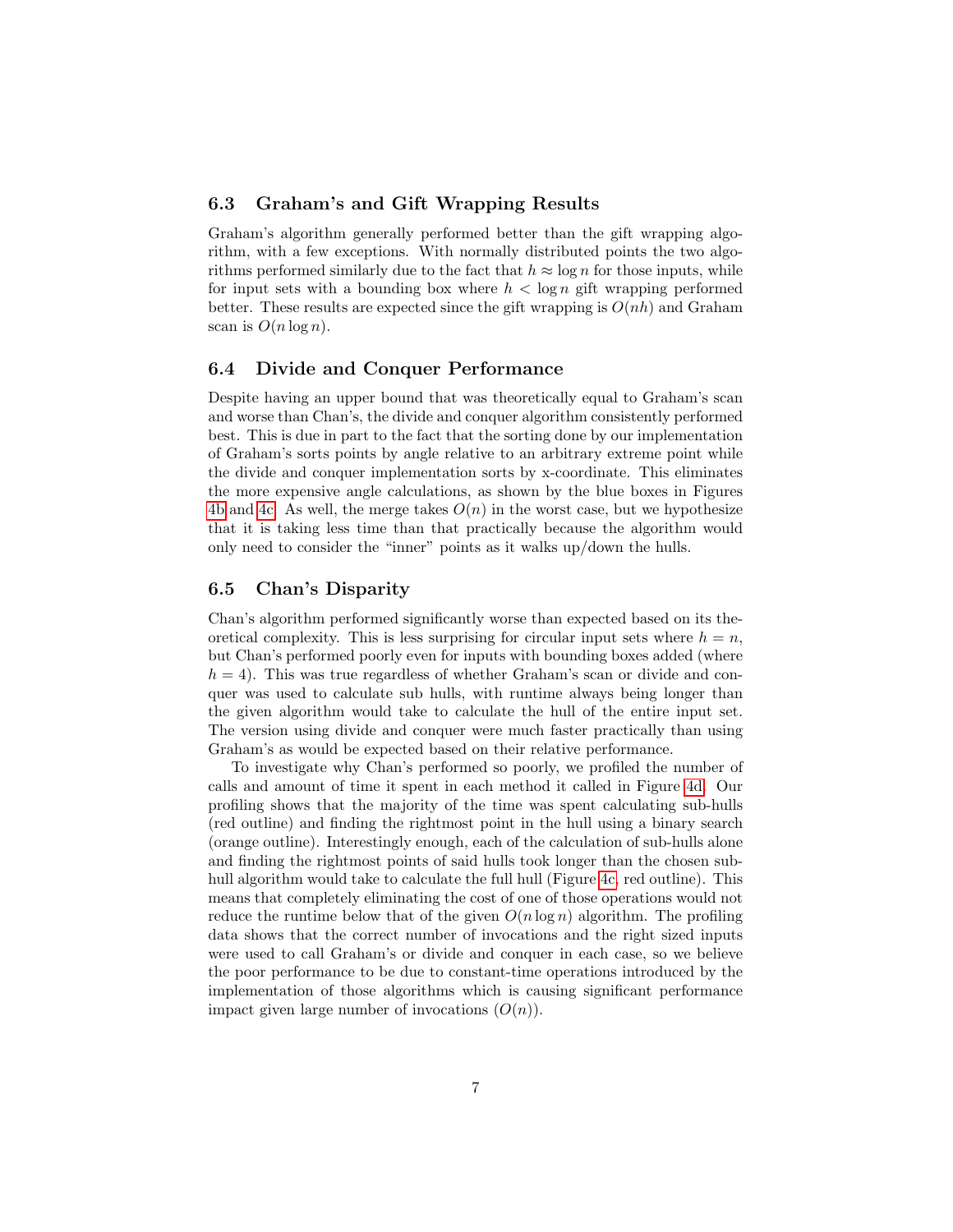### 6.3 Graham's and Gift Wrapping Results

Graham's algorithm generally performed better than the gift wrapping algorithm, with a few exceptions. With normally distributed points the two algorithms performed similarly due to the fact that $h \approx \log n$ for those inputs, while for input sets with a bounding box where $h < \log n$ gift wrapping performed better. These results are expected since the gift wrapping is $O(nh)$ and Graham scan is $O(n \log n)$.

### 6.4 Divide and Conquer Performance

Despite having an upper bound that was theoretically equal to Graham's scan and worse than Chan's, the divide and conquer algorithm consistently performed best. This is due in part to the fact that the sorting done by our implementation of Graham's sorts points by angle relative to an arbitrary extreme point while the divide and conquer implementation sorts by x-coordinate. This eliminates the more expensive angle calculations, as shown by the blue boxes in Figures 4b and 4c. As well, the merge takes $O(n)$ in the worst case, but we hypothesize that it is taking less time than that practically because the algorithm would only need to consider the "inner" points as it walks up/down the hulls.

### 6.5 Chan's Disparity

Chan's algorithm performed significantly worse than expected based on its theoretical complexity. This is less surprising for circular input sets where $h = n$, but Chan's performed poorly even for inputs with bounding boxes added (where $h = 4$). This was true regardless of whether Graham's scan or divide and conquer was used to calculate sub hulls, with runtime always being longer than the given algorithm would take to calculate the hull of the entire input set. The version using divide and conquer were much faster practically than using Graham's as would be expected based on their relative performance.

To investigate why Chan's performed so poorly, we profiled the number of calls and amount of time it spent in each method it called in Figure 4d. Our profiling shows that the majority of the time was spent calculating sub-hulls (red outline) and finding the rightmost point in the hull using a binary search (orange outline). Interestingly enough, each of the calculation of sub-hulls alone and finding the rightmost points of said hulls took longer than the chosen sub-hull algorithm would take to calculate the full hull (Figure 4c, red outline). This means that completely eliminating the cost of one of those operations would not reduce the runtime below that of the given $O(n \log n)$ algorithm. The profiling data shows that the correct number of invocations and the right sized inputs were used to call Graham's or divide and conquer in each case, so we believe the poor performance to be due to constant-time operations introduced by the implementation of those algorithms which is causing significant performance impact given large number of invocations ($O(n)$).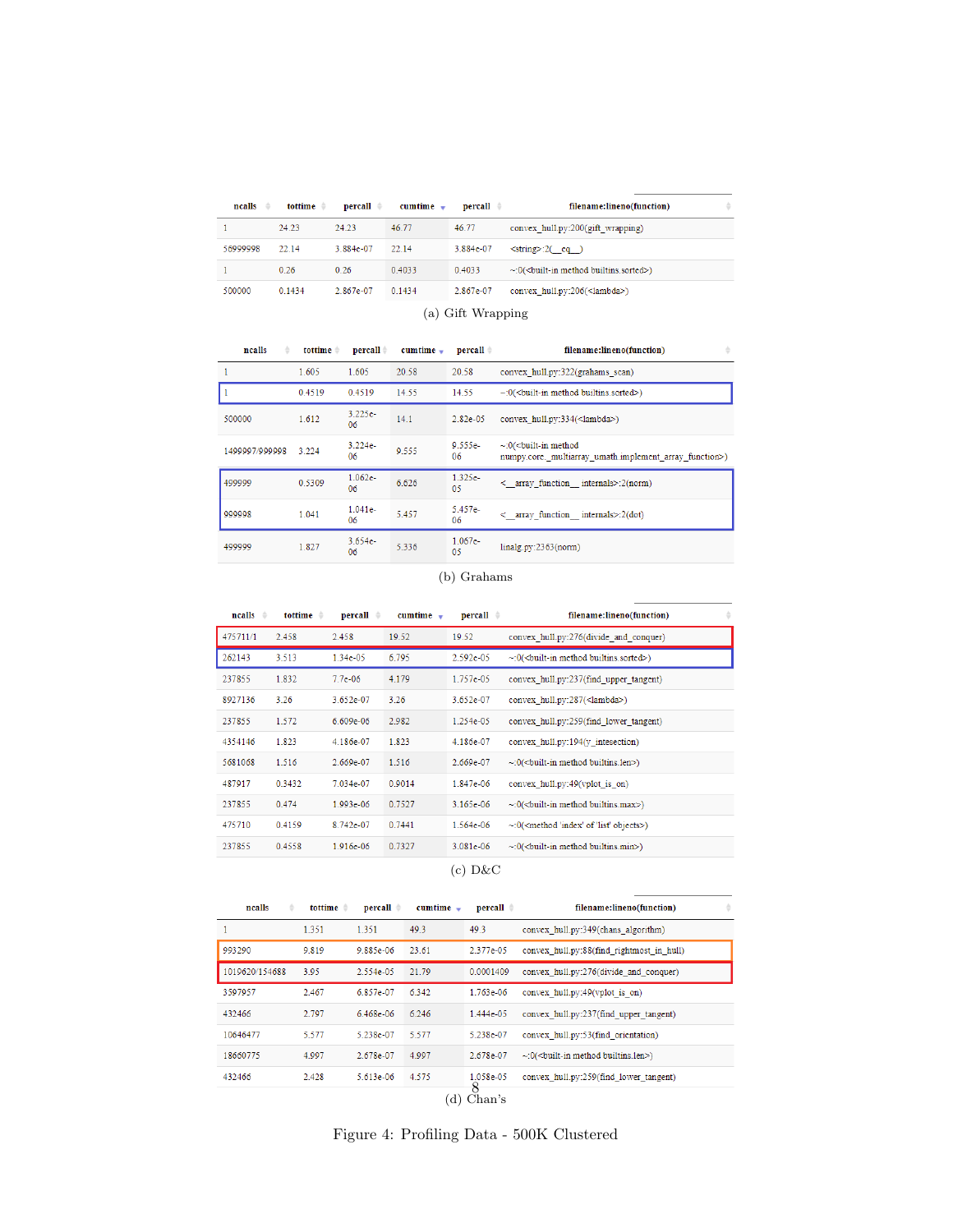| ncalls | tottime | percall | cumtime | percall | filename:lineno(function) |
|---|---|---|---|---|---|
| 1 | 24.23 | 24.23 | 46.77 | 46.77 | convex_hull.py:200(gift_wrapping) |
| 56999998 | 22.14 | 3.884e-07 | 22.14 | 3.884e-07 | <string>:2(__eq__) |
| 1 | 0.26 | 0.26 | 0.4033 | 0.4033 | ~:0(<built-in method builtins.sorted>) |
| 500000 | 0.1434 | 2.867e-07 | 0.1434 | 2.867e-07 | convex_hull.py:206(<lambda>) |

(a) Gift Wrapping

| ncalls | tottime | percall | cumtime | percall | filename:lineno(function) |
|---|---|---|---|---|---|
| 1 | 1.605 | 1.605 | 20.58 | 20.58 | convex_hull.py:322(grahams_scan) |
| 1 | 0.4519 | 0.4519 | 14.55 | 14.55 | ~:0(<built-in method builtins.sorted>) |
| 500000 | 1.612 | 3.225e-06 | 14.1 | 2.82e-05 | convex_hull.py:334(<lambda>) |
| 1499997/999998 | 3.224 | 3.224e-06 | 9.555 | 9.555e-06 | ~:0(<built-in method numpy.core._multiarray_umath.implement_array_function>) |
| 499999 | 0.5309 | 1.062e-06 | 6.626 | 1.325e-05 | <__array_function__ internals>:2(norm) |
| 999998 | 1.041 | 1.041e-06 | 5.457 | 5.457e-06 | <__array_function__ internals>:2(dot) |
| 499999 | 1.827 | 3.654e-06 | 5.336 | 1.067e-05 | linalg.py:2363(norm) |

(b) Grahams

| ncalls | tottime | percall | cumtime | percall | filename:lineno(function) |
|---|---|---|---|---|---|
| 475711/1 | 2.458 | 2.458 | 19.52 | 19.52 | convex_hull.py:276(divide_and_conquer) |
| 262143 | 3.513 | 1.34e-05 | 6.795 | 2.592e-05 | ~:0(<built-in method builtins.sorted>) |
| 237855 | 1.832 | 7.7e-06 | 4.179 | 1.757e-05 | convex_hull.py:237(find_upper_tangent) |
| 8927136 | 3.26 | 3.652e-07 | 3.26 | 3.652e-07 | convex_hull.py:287(<lambda>) |
| 237855 | 1.572 | 6.609e-06 | 2.982 | 1.254e-05 | convex_hull.py:259(find_lower_tangent) |
| 4354146 | 1.823 | 4.186e-07 | 1.823 | 4.186e-07 | convex_hull.py:194(y_intesection) |
| 5681068 | 1.516 | 2.669e-07 | 1.516 | 2.669e-07 | ~:0(<built-in method builtins.len>) |
| 487917 | 0.3432 | 7.034e-07 | 0.9014 | 1.847e-06 | convex_hull.py:49(vplot_is_on) |
| 237855 | 0.474 | 1.993e-06 | 0.7527 | 3.165e-06 | ~:0(<built-in method builtins.max>) |
| 475710 | 0.4159 | 8.742e-07 | 0.7441 | 1.564e-06 | ~:0(<method 'index' of 'list' objects>) |
| 237855 | 0.4558 | 1.916e-06 | 0.7327 | 3.081e-06 | ~:0(<built-in method builtins.min>) |

(c) D&C

| ncalls | tottime | percall | cumtime | percall | filename:lineno(function) |
|---|---|---|---|---|---|
| 1 | 1.351 | 1.351 | 49.3 | 49.3 | convex_hull.py:349(chans_algorithm) |
| 993290 | 9.819 | 9.885e-06 | 23.61 | 2.377e-05 | convex_hull.py:88(find_rightmost_in_hull) |
| 1019620/154688 | 3.95 | 2.554e-05 | 21.79 | 0.0001409 | convex_hull.py:276(divide_and_conquer) |
| 3597957 | 2.467 | 6.857e-07 | 6.342 | 1.763e-06 | convex_hull.py:49(vplot_is_on) |
| 432466 | 2.797 | 6.468e-06 | 6.246 | 1.444e-05 | convex_hull.py:237(find_upper_tangent) |
| 10646477 | 5.577 | 5.238e-07 | 5.577 | 5.238e-07 | convex_hull.py:53(find_orientation) |
| 18660775 | 4.997 | 2.678e-07 | 4.997 | 2.678e-07 | ~:0(<built-in method builtins.len>) |
| 432466 | 2.428 | 5.613e-06 | 4.575 | 1.058e-05 | convex_hull.py:259(find_lower_tangent) |

(d) Chan's

Figure 4: Profiling Data - 500K Clustered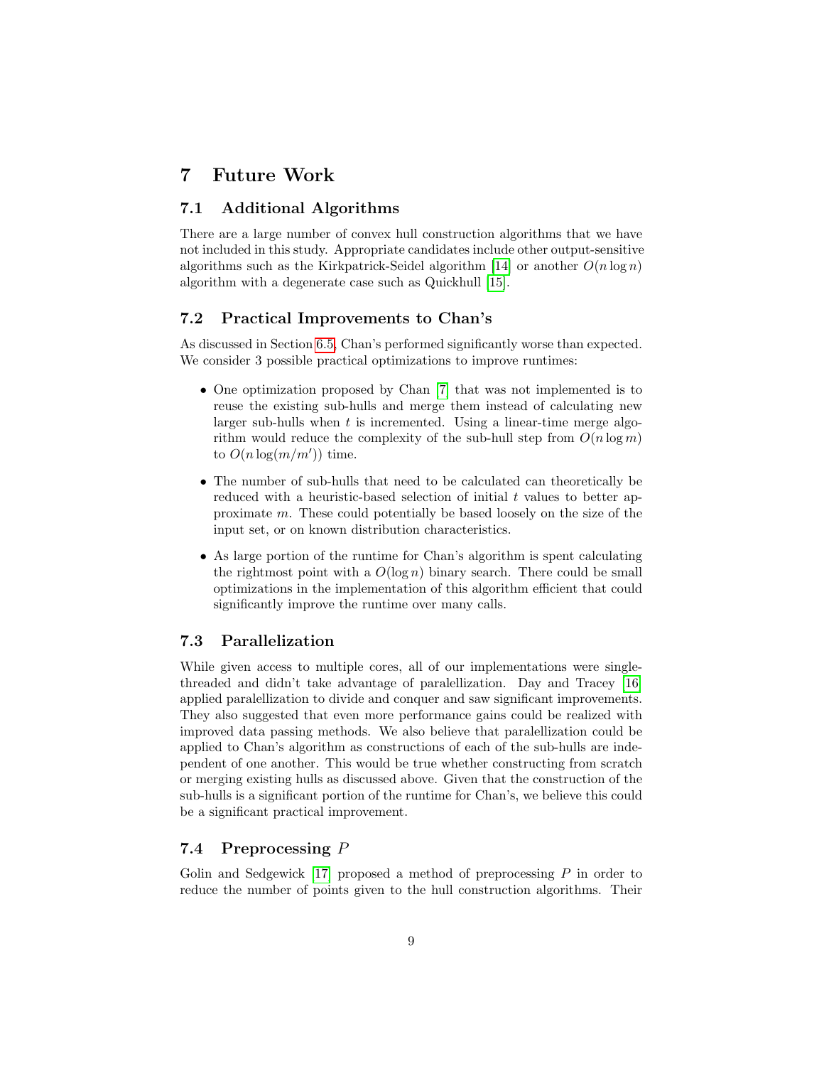# 7 Future Work

## 7.1 Additional Algorithms

There are a large number of convex hull construction algorithms that we have not included in this study. Appropriate candidates include other output-sensitive algorithms such as the Kirkpatrick-Seidel algorithm [14] or another $O(n \log n)$ algorithm with a degenerate case such as Quickhull [15].

## 7.2 Practical Improvements to Chan's

As discussed in Section 6.5, Chan's performed significantly worse than expected. We consider 3 possible practical optimizations to improve runtimes:

- One optimization proposed by Chan [7] that was not implemented is to reuse the existing sub-hulls and merge them instead of calculating new larger sub-hulls when $t$ is incremented. Using a linear-time merge algorithm would reduce the complexity of the sub-hull step from $O(n \log m)$ to $O(n \log(m/m'))$ time.
- The number of sub-hulls that need to be calculated can theoretically be reduced with a heuristic-based selection of initial $t$ values to better approximate $m$. These could potentially be based loosely on the size of the input set, or on known distribution characteristics.
- As large portion of the runtime for Chan's algorithm is spent calculating the rightmost point with a $O(\log n)$ binary search. There could be small optimizations in the implementation of this algorithm efficient that could significantly improve the runtime over many calls.

## 7.3 Parallelization

While given access to multiple cores, all of our implementations were single-threaded and didn't take advantage of paralellization. Day and Tracey [16] applied paralellization to divide and conquer and saw significant improvements. They also suggested that even more performance gains could be realized with improved data passing methods. We also believe that paralellization could be applied to Chan's algorithm as constructions of each of the sub-hulls are independent of one another. This would be true whether constructing from scratch or merging existing hulls as discussed above. Given that the construction of the sub-hulls is a significant portion of the runtime for Chan's, we believe this could be a significant practical improvement.

## 7.4 Preprocessing $P$

Golin and Sedgewick [17] proposed a method of preprocessing $P$ in order to reduce the number of points given to the hull construction algorithms. Their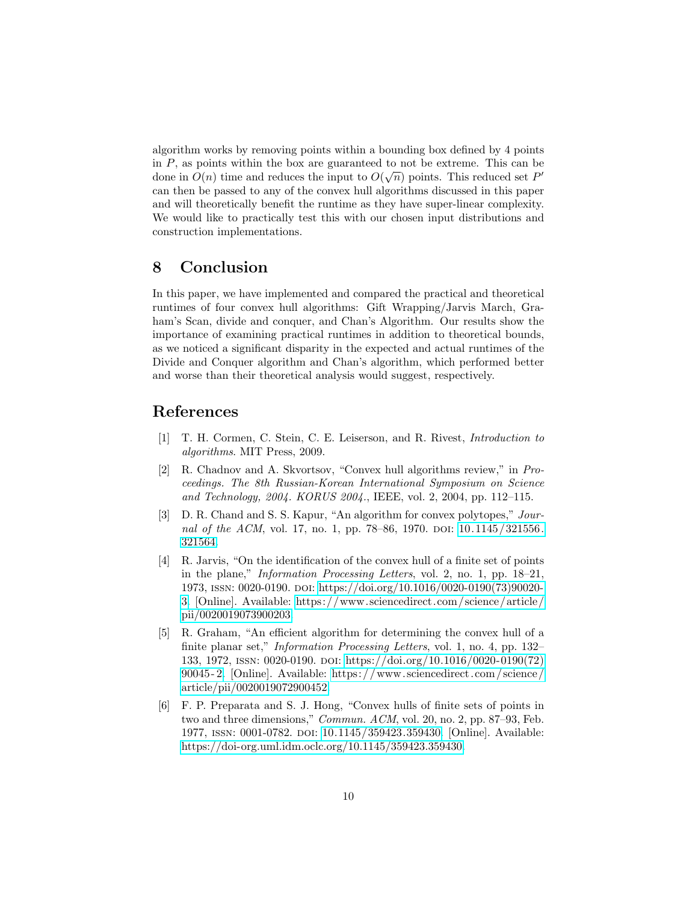algorithm works by removing points within a bounding box defined by 4 points in $P$, as points within the box are guaranteed to not be extreme. This can be done in $O(n)$ time and reduces the input to $O(\sqrt{n})$ points. This reduced set $P'$ can then be passed to any of the convex hull algorithms discussed in this paper and will theoretically benefit the runtime as they have super-linear complexity. We would like to practically test this with our chosen input distributions and construction implementations.

# 8 Conclusion

In this paper, we have implemented and compared the practical and theoretical runtimes of four convex hull algorithms: Gift Wrapping/Jarvis March, Graham's Scan, divide and conquer, and Chan's Algorithm. Our results show the importance of examining practical runtimes in addition to theoretical bounds, as we noticed a significant disparity in the expected and actual runtimes of the Divide and Conquer algorithm and Chan's algorithm, which performed better and worse than their theoretical analysis would suggest, respectively.

# References

[1] T. H. Cormen, C. Stein, C. E. Leiserson, and R. Rivest, *Introduction to algorithms*. MIT Press, 2009.

[2] R. Chadnov and A. Skvortsov, "Convex hull algorithms review," in *Proceedings. The 8th Russian-Korean International Symposium on Science and Technology, 2004. KORUS 2004.*, IEEE, vol. 2, 2004, pp. 112–115.

[3] D. R. Chand and S. S. Kapur, "An algorithm for convex polytopes," *Journal of the ACM*, vol. 17, no. 1, pp. 78–86, 1970. DOI: 10.1145/321556.321564.

[4] R. Jarvis, "On the identification of the convex hull of a finite set of points in the plane," *Information Processing Letters*, vol. 2, no. 1, pp. 18–21, 1973, ISSN: 0020-0190. DOI: https://doi.org/10.1016/0020-0190(73)90020-3. [Online]. Available: https://www.sciencedirect.com/science/article/pii/0020019073900203.

[5] R. Graham, "An efficient algorithm for determining the convex hull of a finite planar set," *Information Processing Letters*, vol. 1, no. 4, pp. 132–133, 1972, ISSN: 0020-0190. DOI: https://doi.org/10.1016/0020-0190(72)90045-2. [Online]. Available: https://www.sciencedirect.com/science/article/pii/0020019072900452.

[6] F. P. Preparata and S. J. Hong, "Convex hulls of finite sets of points in two and three dimensions," *Commun. ACM*, vol. 20, no. 2, pp. 87–93, Feb. 1977, ISSN: 0001-0782. DOI: 10.1145/359423.359430. [Online]. Available: https://doi-org.uml.idm.oclc.org/10.1145/359423.359430.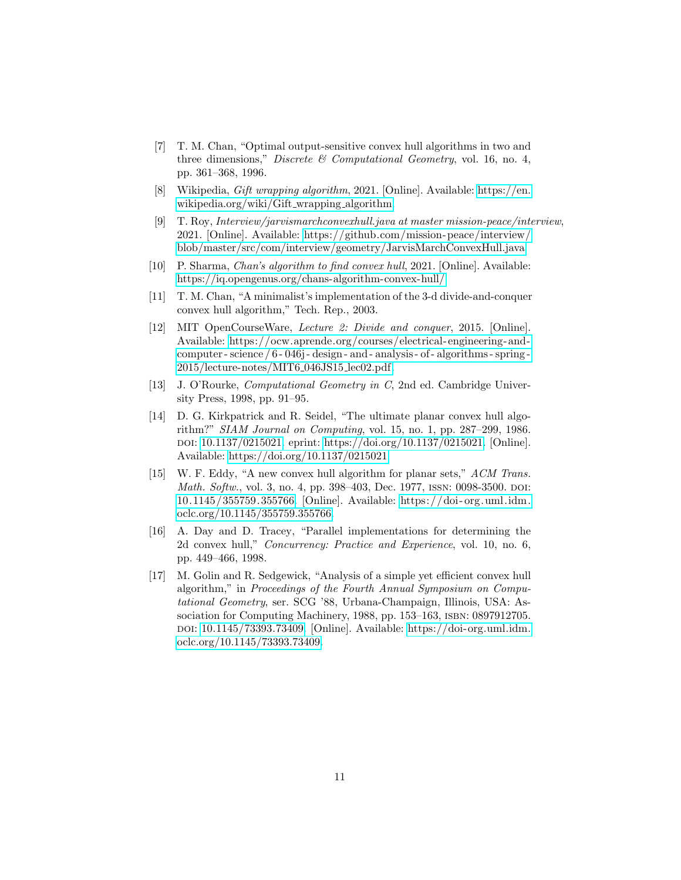[7] T. M. Chan, "Optimal output-sensitive convex hull algorithms in two and three dimensions," *Discrete & Computational Geometry*, vol. 16, no. 4, pp. 361–368, 1996.

[8] Wikipedia, *Gift wrapping algorithm*, 2021. [Online]. Available: https://en.wikipedia.org/wiki/Gift_wrapping_algorithm

[9] T. Roy, *Interview/jarvismarchconvexhull.java at master mission-peace/interview*, 2021. [Online]. Available: https://github.com/mission-peace/interview/blob/master/src/com/interview/geometry/JarvisMarchConvexHull.java

[10] P. Sharma, *Chan's algorithm to find convex hull*, 2021. [Online]. Available: https://iq.opengenus.org/chans-algorithm-convex-hull/

[11] T. M. Chan, "A minimalist's implementation of the 3-d divide-and-conquer convex hull algorithm," Tech. Rep., 2003.

[12] MIT OpenCourseWare, *Lecture 2: Divide and conquer*, 2015. [Online]. Available: https://ocw.aprende.org/courses/electrical-engineering-and-computer-science/6-046j-design-and-analysis-of-algorithms-spring-2015/lecture-notes/MIT6_046JS15_lec02.pdf

[13] J. O'Rourke, *Computational Geometry in C*, 2nd ed. Cambridge University Press, 1998, pp. 91–95.

[14] D. G. Kirkpatrick and R. Seidel, "The ultimate planar convex hull algorithm?" *SIAM Journal on Computing*, vol. 15, no. 1, pp. 287–299, 1986. DOI: 10.1137/0215021. eprint: https://doi.org/10.1137/0215021. [Online]. Available: https://doi.org/10.1137/0215021

[15] W. F. Eddy, "A new convex hull algorithm for planar sets," *ACM Trans. Math. Softw.*, vol. 3, no. 4, pp. 398–403, Dec. 1977, ISSN: 0098-3500. DOI: 10.1145/355759.355766. [Online]. Available: https://doi-org.uml.idm.oclc.org/10.1145/355759.355766

[16] A. Day and D. Tracey, "Parallel implementations for determining the 2d convex hull," *Concurrency: Practice and Experience*, vol. 10, no. 6, pp. 449–466, 1998.

[17] M. Golin and R. Sedgewick, "Analysis of a simple yet efficient convex hull algorithm," in *Proceedings of the Fourth Annual Symposium on Computational Geometry*, ser. SCG '88, Urbana-Champaign, Illinois, USA: Association for Computing Machinery, 1988, pp. 153–163, ISBN: 0897912705. DOI: 10.1145/73393.73409. [Online]. Available: https://doi-org.uml.idm.oclc.org/10.1145/73393.73409.